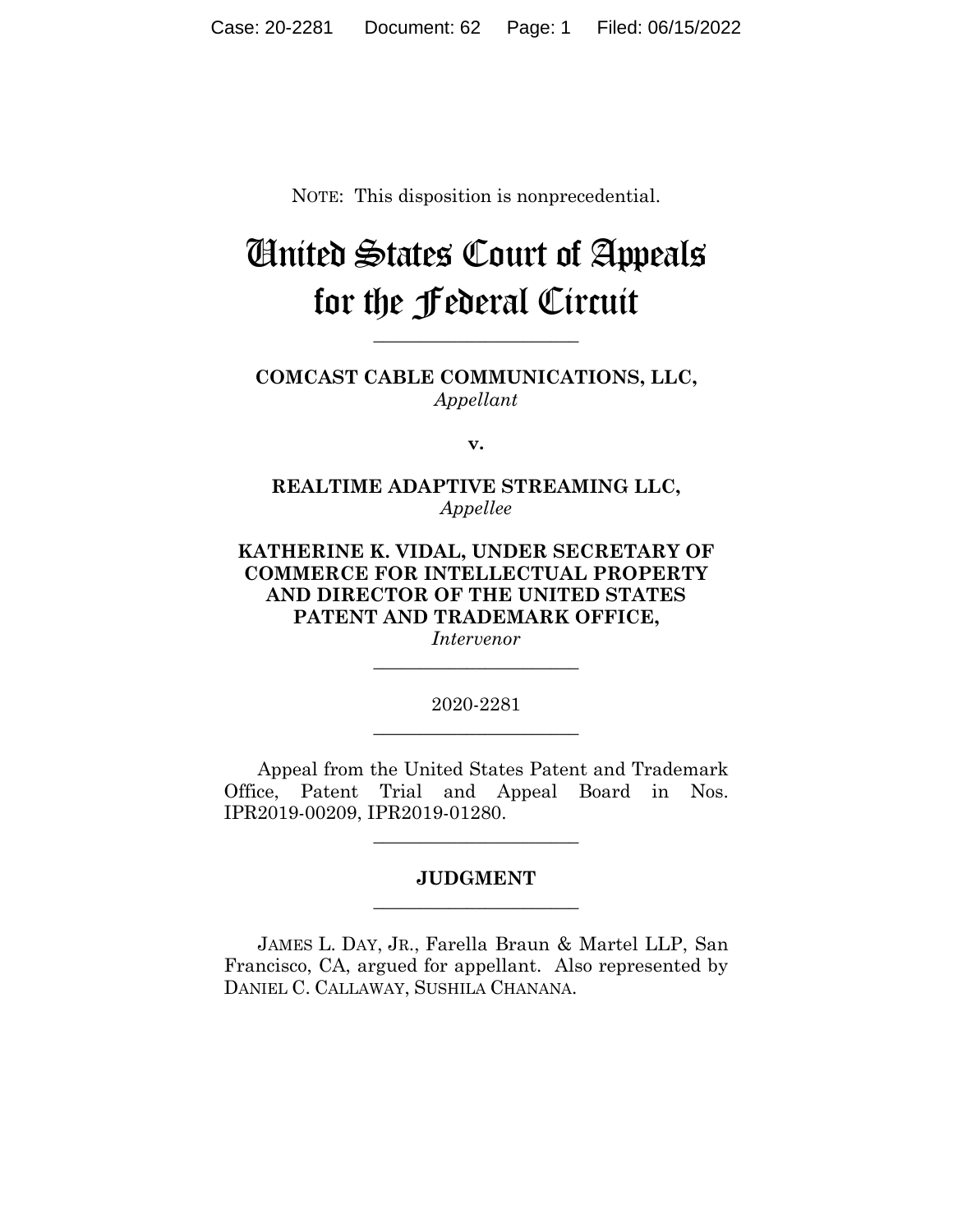NOTE: This disposition is nonprecedential.

# United States Court of Appeals for the Federal Circuit

______________________

**COMCAST CABLE COMMUNICATIONS, LLC,**
*Appellant*

**v.**

**REALTIME ADAPTIVE STREAMING LLC,**
*Appellee*

**KATHERINE K. VIDAL, UNDER SECRETARY OF COMMERCE FOR INTELLECTUAL PROPERTY AND DIRECTOR OF THE UNITED STATES PATENT AND TRADEMARK OFFICE,**
*Intervenor*

______________________

2020-2281

______________________

Appeal from the United States Patent and Trademark Office, Patent Trial and Appeal Board in Nos. IPR2019-00209, IPR2019-01280.

______________________

## JUDGMENT

______________________

JAMES L. DAY, JR., Farella Braun & Martel LLP, San Francisco, CA, argued for appellant. Also represented by DANIEL C. CALLAWAY, SUSHILA CHANANA.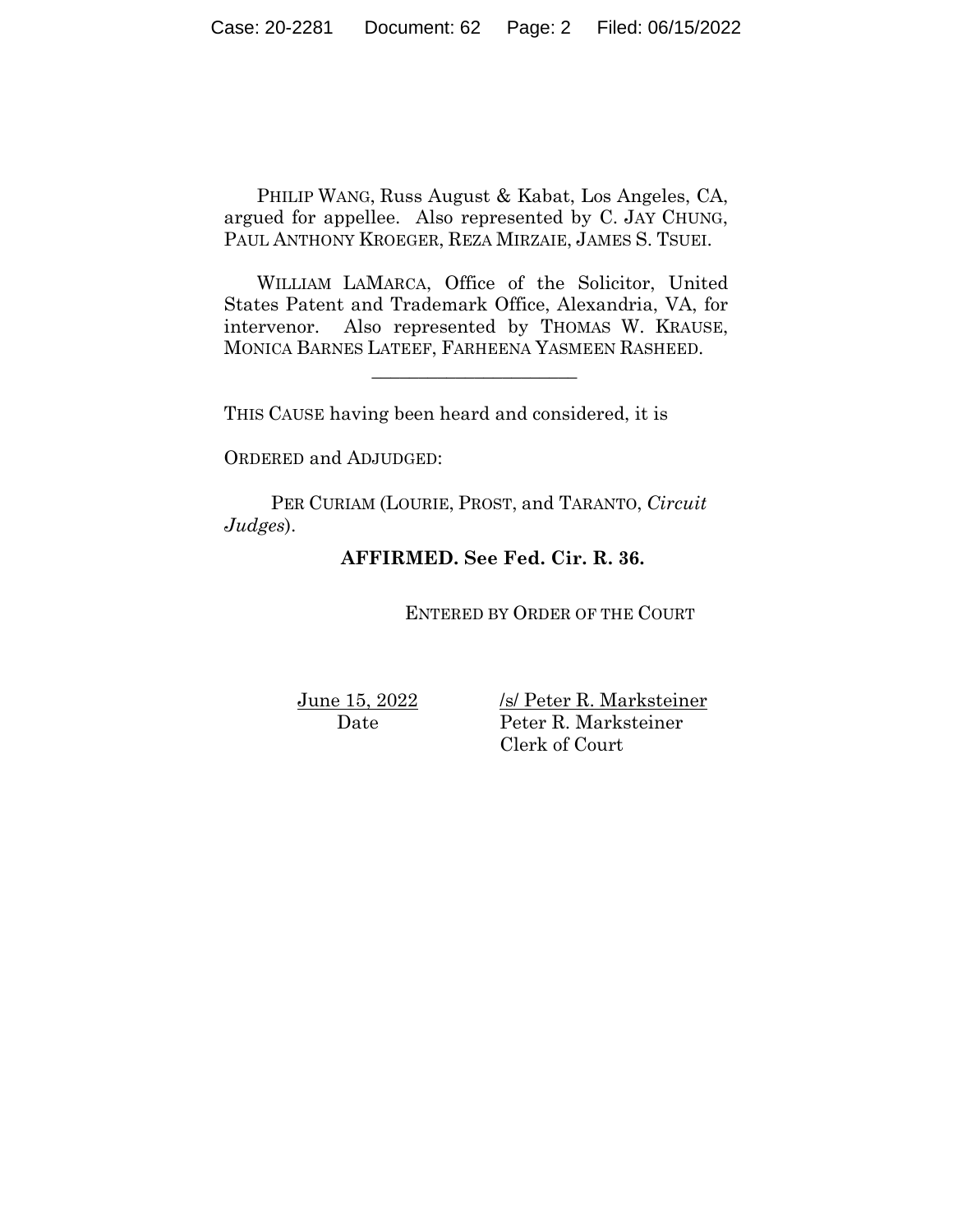PHILIP WANG, Russ August & Kabat, Los Angeles, CA, argued for appellee. Also represented by C. JAY CHUNG, PAUL ANTHONY KROEGER, REZA MIRZAIE, JAMES S. TSUEI.

WILLIAM LAMARCA, Office of the Solicitor, United States Patent and Trademark Office, Alexandria, VA, for intervenor. Also represented by THOMAS W. KRAUSE, MONICA BARNES LATEEF, FARHEENA YASMEEN RASHEED.

---

THIS CAUSE having been heard and considered, it is

ORDERED and ADJUDGED:

PER CURIAM (LOURIE, PROST, and TARANTO, *Circuit Judges*).

**AFFIRMED. See Fed. Cir. R. 36.**

ENTERED BY ORDER OF THE COURT

June 15, 2022
Date

/s/ Peter R. Marksteiner
Peter R. Marksteiner
Clerk of Court